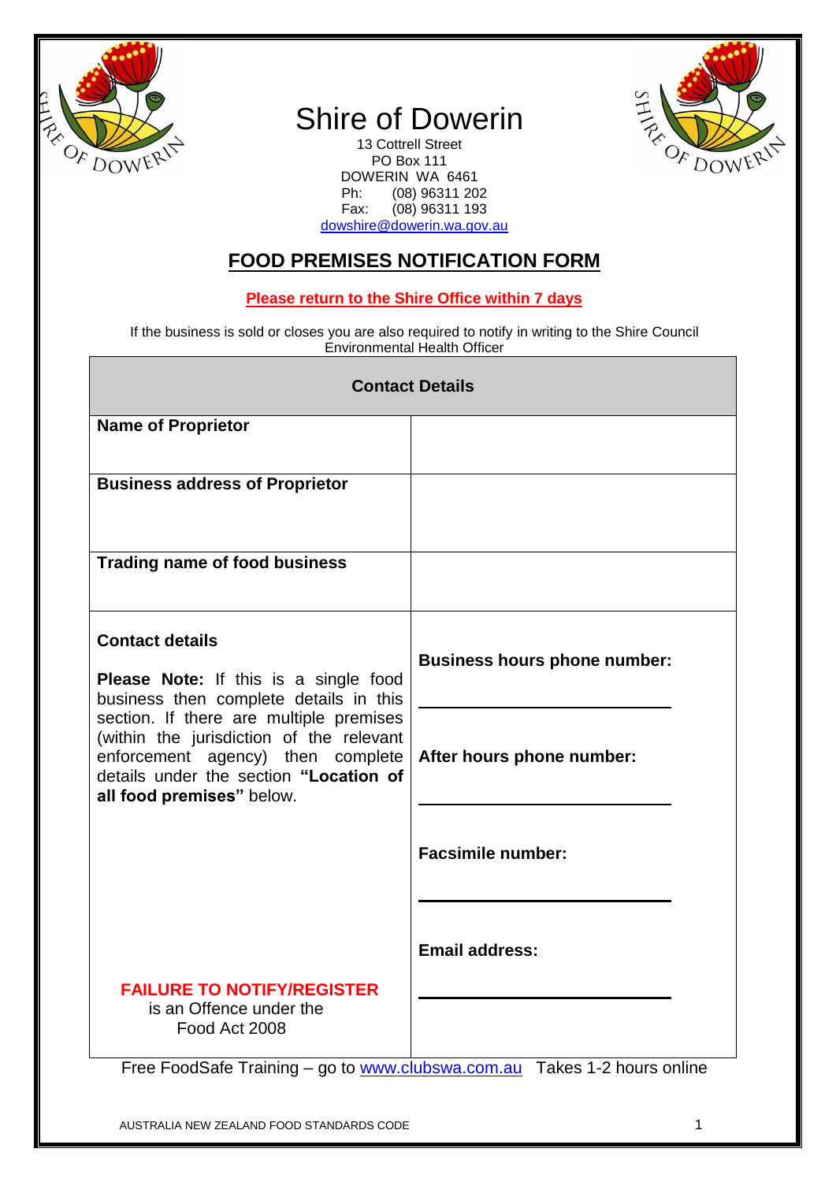# Shire of Dowerin

13 Cottrell Street
PO Box 111
DOWERIN WA 6461
Ph: (08) 96311 202
Fax: (08) 96311 193
dowshire@dowerin.wa.gov.au

## FOOD PREMISES NOTIFICATION FORM

**Please return to the Shire Office within 7 days**

If the business is sold or closes you are also required to notify in writing to the Shire Council Environmental Health Officer

| Contact Details | |
|---|---|
| **Name of Proprietor** | |
| **Business address of Proprietor** | |
| **Trading name of food business** | |
| **Contact details**<br><br>**Please Note:** If this is a single food business then complete details in this section. If there are multiple premises (within the jurisdiction of the relevant enforcement agency) then complete details under the section **"Location of all food premises"** below.<br><br>**FAILURE TO NOTIFY/REGISTER** is an Offence under the Food Act 2008 | **Business hours phone number:**<br>\_\_\_\_\_\_\_\_\_\_\_\_\_\_\_\_\_\_\_\_<br><br>**After hours phone number:**<br>\_\_\_\_\_\_\_\_\_\_\_\_\_\_\_\_\_\_\_\_<br><br>**Facsimile number:**<br>\_\_\_\_\_\_\_\_\_\_\_\_\_\_\_\_\_\_\_\_<br><br>**Email address:**<br>\_\_\_\_\_\_\_\_\_\_\_\_\_\_\_\_\_\_\_\_ |

Free FoodSafe Training – go to www.clubswa.com.au Takes 1-2 hours online

AUSTRALIA NEW ZEALAND FOOD STANDARDS CODE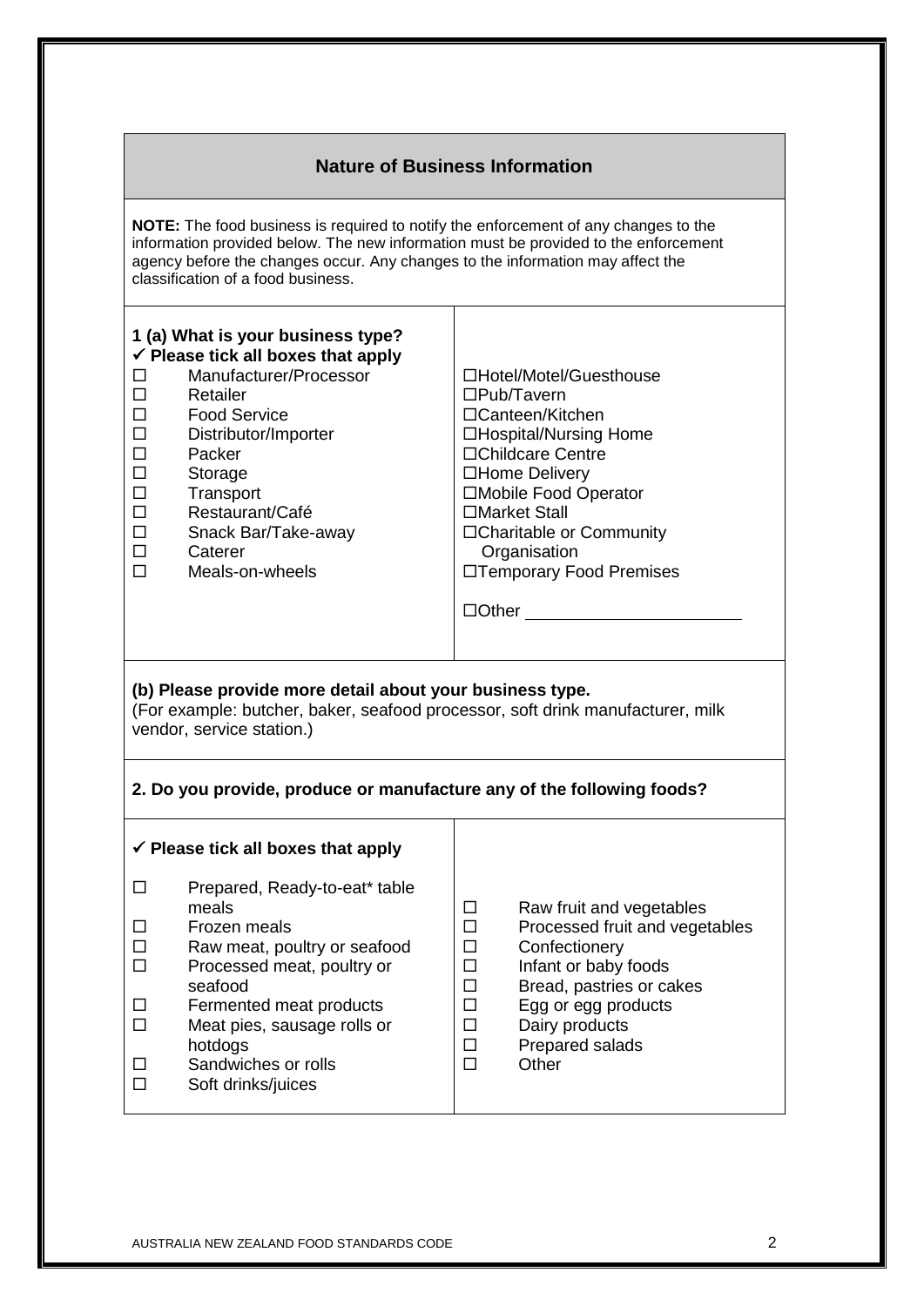## Nature of Business Information

**NOTE:** The food business is required to notify the enforcement of any changes to the information provided below. The new information must be provided to the enforcement agency before the changes occur. Any changes to the information may affect the classification of a food business.

**1 (a) What is your business type?**
**✓ Please tick all boxes that apply**

- ☐ Manufacturer/Processor
- ☐ Retailer
- ☐ Food Service
- ☐ Distributor/Importer
- ☐ Packer
- ☐ Storage
- ☐ Transport
- ☐ Restaurant/Café
- ☐ Snack Bar/Take-away
- ☐ Caterer
- ☐ Meals-on-wheels
- ☐ Hotel/Motel/Guesthouse
- ☐ Pub/Tavern
- ☐ Canteen/Kitchen
- ☐ Hospital/Nursing Home
- ☐ Childcare Centre
- ☐ Home Delivery
- ☐ Mobile Food Operator
- ☐ Market Stall
- ☐ Charitable or Community Organisation
- ☐ Temporary Food Premises
- ☐ Other ______________________

**(b) Please provide more detail about your business type.**
(For example: butcher, baker, seafood processor, soft drink manufacturer, milk vendor, service station.)

**2. Do you provide, produce or manufacture any of the following foods?**

**✓ Please tick all boxes that apply**

- ☐ Prepared, Ready-to-eat* table meals
- ☐ Frozen meals
- ☐ Raw meat, poultry or seafood
- ☐ Processed meat, poultry or seafood
- ☐ Fermented meat products
- ☐ Meat pies, sausage rolls or hotdogs
- ☐ Sandwiches or rolls
- ☐ Soft drinks/juices
- ☐ Raw fruit and vegetables
- ☐ Processed fruit and vegetables
- ☐ Confectionery
- ☐ Infant or baby foods
- ☐ Bread, pastries or cakes
- ☐ Egg or egg products
- ☐ Dairy products
- ☐ Prepared salads
- ☐ Other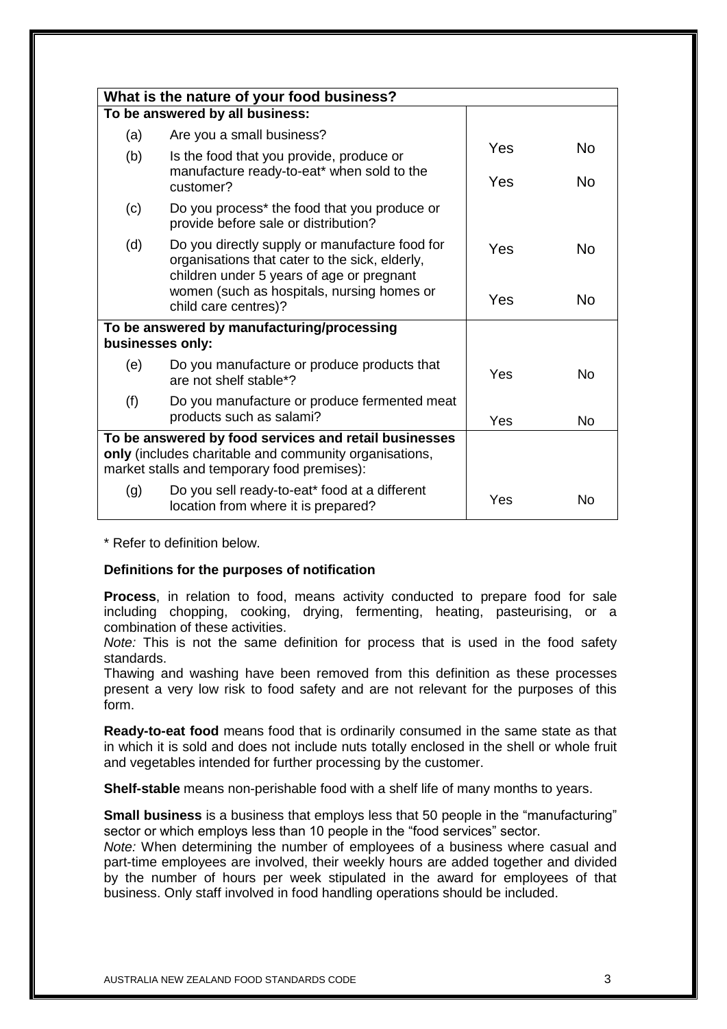| What is the nature of your food business? | | | |
|---|---|---|---|
| **To be answered by all business:** | | | |
| (a) | Are you a small business? | Yes | No |
| (b) | Is the food that you provide, produce or manufacture ready-to-eat* when sold to the customer? | Yes | No |
| (c) | Do you process* the food that you produce or provide before sale or distribution? | Yes | No |
| (d) | Do you directly supply or manufacture food for organisations that cater to the sick, elderly, children under 5 years of age or pregnant women (such as hospitals, nursing homes or child care centres)? | Yes | No |
| **To be answered by manufacturing/processing businesses only:** | | | |
| (e) | Do you manufacture or produce products that are not shelf stable*? | Yes | No |
| (f) | Do you manufacture or produce fermented meat products such as salami? | Yes | No |
| **To be answered by food services and retail businesses only** (includes charitable and community organisations, market stalls and temporary food premises): | | | |
| (g) | Do you sell ready-to-eat* food at a different location from where it is prepared? | Yes | No |

* Refer to definition below.

**Definitions for the purposes of notification**

**Process**, in relation to food, means activity conducted to prepare food for sale including chopping, cooking, drying, fermenting, heating, pasteurising, or a combination of these activities.

*Note:* This is not the same definition for process that is used in the food safety standards.

Thawing and washing have been removed from this definition as these processes present a very low risk to food safety and are not relevant for the purposes of this form.

**Ready-to-eat food** means food that is ordinarily consumed in the same state as that in which it is sold and does not include nuts totally enclosed in the shell or whole fruit and vegetables intended for further processing by the customer.

**Shelf-stable** means non-perishable food with a shelf life of many months to years.

**Small business** is a business that employs less that 50 people in the "manufacturing" sector or which employs less than 10 people in the "food services" sector.

*Note:* When determining the number of employees of a business where casual and part-time employees are involved, their weekly hours are added together and divided by the number of hours per week stipulated in the award for employees of that business. Only staff involved in food handling operations should be included.